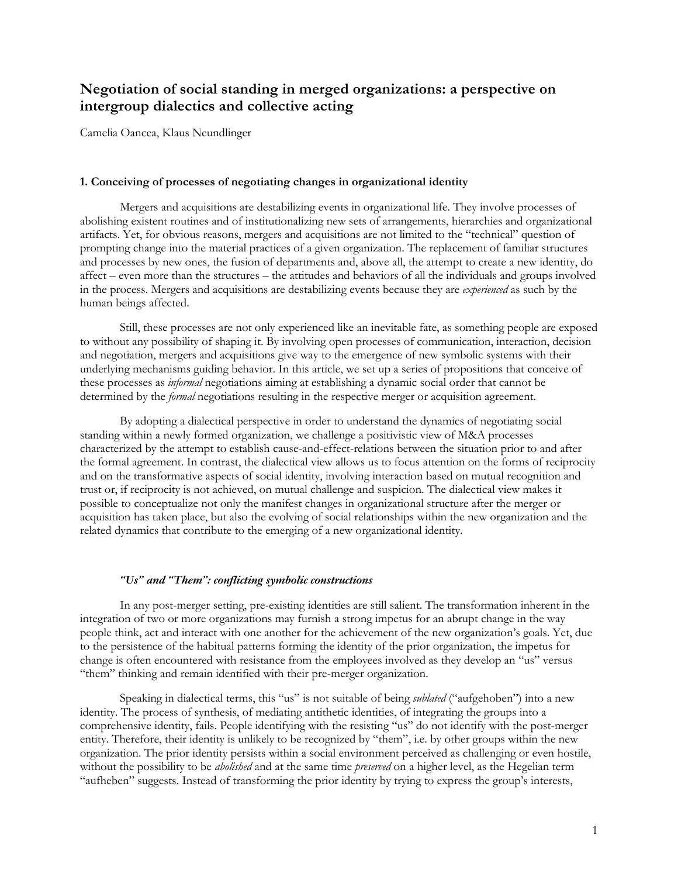# Negotiation of social standing in merged organizations: a perspective on intergroup dialectics and collective acting

Camelia Oancea, Klaus Neundlinger

## 1. Conceiving of processes of negotiating changes in organizational identity

Mergers and acquisitions are destabilizing events in organizational life. They involve processes of abolishing existent routines and of institutionalizing new sets of arrangements, hierarchies and organizational artifacts. Yet, for obvious reasons, mergers and acquisitions are not limited to the "technical" question of prompting change into the material practices of a given organization. The replacement of familiar structures and processes by new ones, the fusion of departments and, above all, the attempt to create a new identity, do affect – even more than the structures – the attitudes and behaviors of all the individuals and groups involved in the process. Mergers and acquisitions are destabilizing events because they are *experienced* as such by the human beings affected.

Still, these processes are not only experienced like an inevitable fate, as something people are exposed to without any possibility of shaping it. By involving open processes of communication, interaction, decision and negotiation, mergers and acquisitions give way to the emergence of new symbolic systems with their underlying mechanisms guiding behavior. In this article, we set up a series of propositions that conceive of these processes as *informal* negotiations aiming at establishing a dynamic social order that cannot be determined by the *formal* negotiations resulting in the respective merger or acquisition agreement.

By adopting a dialectical perspective in order to understand the dynamics of negotiating social standing within a newly formed organization, we challenge a positivistic view of M&A processes characterized by the attempt to establish cause-and-effect-relations between the situation prior to and after the formal agreement. In contrast, the dialectical view allows us to focus attention on the forms of reciprocity and on the transformative aspects of social identity, involving interaction based on mutual recognition and trust or, if reciprocity is not achieved, on mutual challenge and suspicion. The dialectical view makes it possible to conceptualize not only the manifest changes in organizational structure after the merger or acquisition has taken place, but also the evolving of social relationships within the new organization and the related dynamics that contribute to the emerging of a new organizational identity.

### *"Us" and "Them": conflicting symbolic constructions*

In any post-merger setting, pre-existing identities are still salient. The transformation inherent in the integration of two or more organizations may furnish a strong impetus for an abrupt change in the way people think, act and interact with one another for the achievement of the new organization's goals. Yet, due to the persistence of the habitual patterns forming the identity of the prior organization, the impetus for change is often encountered with resistance from the employees involved as they develop an "us" versus "them" thinking and remain identified with their pre-merger organization.

Speaking in dialectical terms, this "us" is not suitable of being *sublated* ("aufgehoben") into a new identity. The process of synthesis, of mediating antithetic identities, of integrating the groups into a comprehensive identity, fails. People identifying with the resisting "us" do not identify with the post-merger entity. Therefore, their identity is unlikely to be recognized by "them", i.e. by other groups within the new organization. The prior identity persists within a social environment perceived as challenging or even hostile, without the possibility to be *abolished* and at the same time *preserved* on a higher level, as the Hegelian term "aufheben" suggests. Instead of transforming the prior identity by trying to express the group's interests,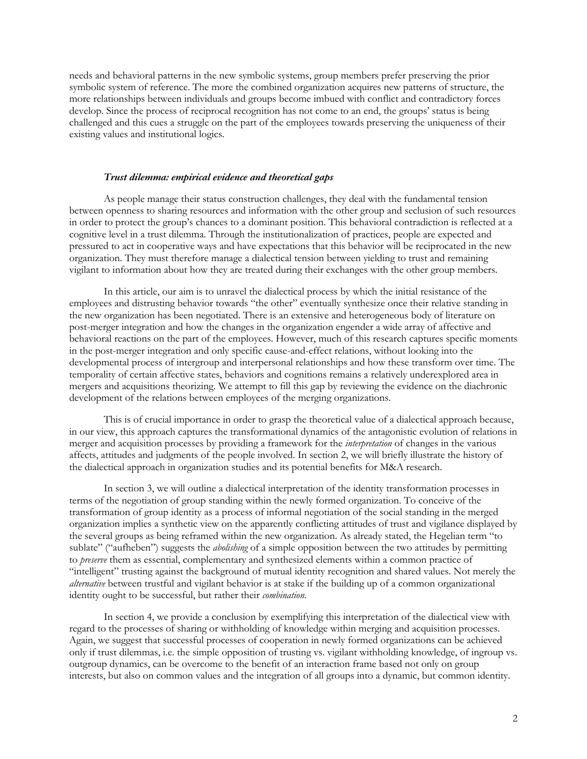needs and behavioral patterns in the new symbolic systems, group members prefer preserving the prior symbolic system of reference. The more the combined organization acquires new patterns of structure, the more relationships between individuals and groups become imbued with conflict and contradictory forces develop. Since the process of reciprocal recognition has not come to an end, the groups' status is being challenged and this cues a struggle on the part of the employees towards preserving the uniqueness of their existing values and institutional logics.

### *Trust dilemma: empirical evidence and theoretical gaps*

As people manage their status construction challenges, they deal with the fundamental tension between openness to sharing resources and information with the other group and seclusion of such resources in order to protect the group's chances to a dominant position. This behavioral contradiction is reflected at a cognitive level in a trust dilemma. Through the institutionalization of practices, people are expected and pressured to act in cooperative ways and have expectations that this behavior will be reciprocated in the new organization. They must therefore manage a dialectical tension between yielding to trust and remaining vigilant to information about how they are treated during their exchanges with the other group members.

In this article, our aim is to unravel the dialectical process by which the initial resistance of the employees and distrusting behavior towards "the other" eventually synthesize once their relative standing in the new organization has been negotiated. There is an extensive and heterogeneous body of literature on post-merger integration and how the changes in the organization engender a wide array of affective and behavioral reactions on the part of the employees. However, much of this research captures specific moments in the post-merger integration and only specific cause-and-effect relations, without looking into the developmental process of intergroup and interpersonal relationships and how these transform over time. The temporality of certain affective states, behaviors and cognitions remains a relatively underexplored area in mergers and acquisitions theorizing. We attempt to fill this gap by reviewing the evidence on the diachronic development of the relations between employees of the merging organizations.

This is of crucial importance in order to grasp the theoretical value of a dialectical approach because, in our view, this approach captures the transformational dynamics of the antagonistic evolution of relations in merger and acquisition processes by providing a framework for the *interpretation* of changes in the various affects, attitudes and judgments of the people involved. In section 2, we will briefly illustrate the history of the dialectical approach in organization studies and its potential benefits for M&A research.

In section 3, we will outline a dialectical interpretation of the identity transformation processes in terms of the negotiation of group standing within the newly formed organization. To conceive of the transformation of group identity as a process of informal negotiation of the social standing in the merged organization implies a synthetic view on the apparently conflicting attitudes of trust and vigilance displayed by the several groups as being reframed within the new organization. As already stated, the Hegelian term "to sublate" ("aufheben") suggests the *abolishing* of a simple opposition between the two attitudes by permitting to *preserve* them as essential, complementary and synthesized elements within a common practice of "intelligent" trusting against the background of mutual identity recognition and shared values. Not merely the *alternative* between trustful and vigilant behavior is at stake if the building up of a common organizational identity ought to be successful, but rather their *combination*.

In section 4, we provide a conclusion by exemplifying this interpretation of the dialectical view with regard to the processes of sharing or withholding of knowledge within merging and acquisition processes. Again, we suggest that successful processes of cooperation in newly formed organizations can be achieved only if trust dilemmas, i.e. the simple opposition of trusting vs. vigilant withholding knowledge, of ingroup vs. outgroup dynamics, can be overcome to the benefit of an interaction frame based not only on group interests, but also on common values and the integration of all groups into a dynamic, but common identity.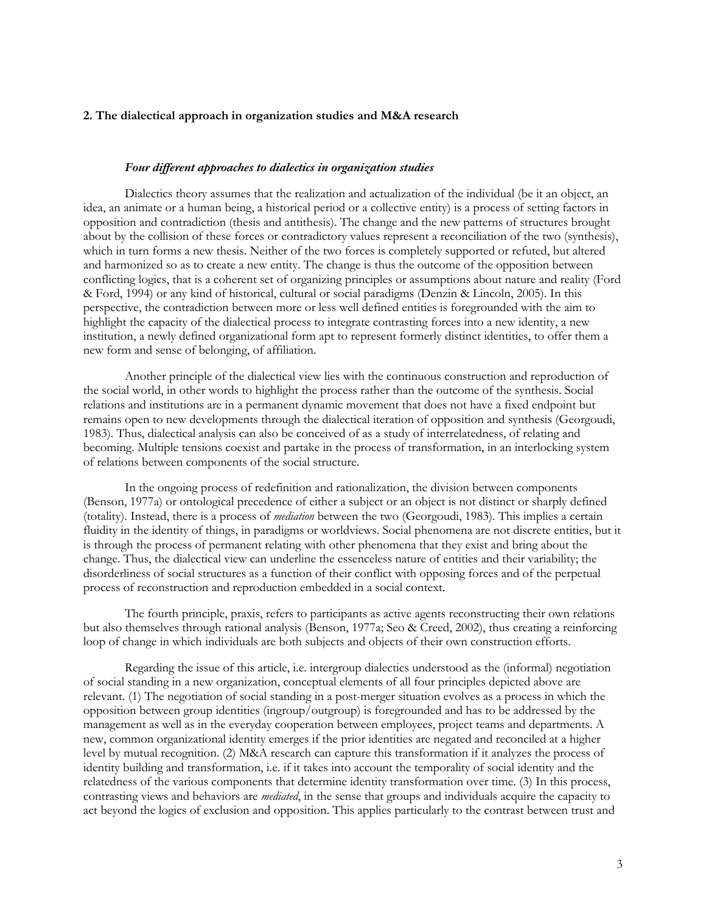## 2. The dialectical approach in organization studies and M&A research

### *Four different approaches to dialectics in organization studies*

Dialectics theory assumes that the realization and actualization of the individual (be it an object, an idea, an animate or a human being, a historical period or a collective entity) is a process of setting factors in opposition and contradiction (thesis and antithesis). The change and the new patterns of structures brought about by the collision of these forces or contradictory values represent a reconciliation of the two (synthesis), which in turn forms a new thesis. Neither of the two forces is completely supported or refuted, but altered and harmonized so as to create a new entity. The change is thus the outcome of the opposition between conflicting logics, that is a coherent set of organizing principles or assumptions about nature and reality (Ford & Ford, 1994) or any kind of historical, cultural or social paradigms (Denzin & Lincoln, 2005). In this perspective, the contradiction between more or less well defined entities is foregrounded with the aim to highlight the capacity of the dialectical process to integrate contrasting forces into a new identity, a new institution, a newly defined organizational form apt to represent formerly distinct identities, to offer them a new form and sense of belonging, of affiliation.

Another principle of the dialectical view lies with the continuous construction and reproduction of the social world, in other words to highlight the process rather than the outcome of the synthesis. Social relations and institutions are in a permanent dynamic movement that does not have a fixed endpoint but remains open to new developments through the dialectical iteration of opposition and synthesis (Georgoudi, 1983). Thus, dialectical analysis can also be conceived of as a study of interrelatedness, of relating and becoming. Multiple tensions coexist and partake in the process of transformation, in an interlocking system of relations between components of the social structure.

In the ongoing process of redefinition and rationalization, the division between components (Benson, 1977a) or ontological precedence of either a subject or an object is not distinct or sharply defined (totality). Instead, there is a process of *mediation* between the two (Georgoudi, 1983). This implies a certain fluidity in the identity of things, in paradigms or worldviews. Social phenomena are not discrete entities, but it is through the process of permanent relating with other phenomena that they exist and bring about the change. Thus, the dialectical view can underline the essenceless nature of entities and their variability; the disorderliness of social structures as a function of their conflict with opposing forces and of the perpetual process of reconstruction and reproduction embedded in a social context.

The fourth principle, praxis, refers to participants as active agents reconstructing their own relations but also themselves through rational analysis (Benson, 1977a; Seo & Creed, 2002), thus creating a reinforcing loop of change in which individuals are both subjects and objects of their own construction efforts.

Regarding the issue of this article, i.e. intergroup dialectics understood as the (informal) negotiation of social standing in a new organization, conceptual elements of all four principles depicted above are relevant. (1) The negotiation of social standing in a post-merger situation evolves as a process in which the opposition between group identities (ingroup/outgroup) is foregrounded and has to be addressed by the management as well as in the everyday cooperation between employees, project teams and departments. A new, common organizational identity emerges if the prior identities are negated and reconciled at a higher level by mutual recognition. (2) M&A research can capture this transformation if it analyzes the process of identity building and transformation, i.e. if it takes into account the temporality of social identity and the relatedness of the various components that determine identity transformation over time. (3) In this process, contrasting views and behaviors are *mediated*, in the sense that groups and individuals acquire the capacity to act beyond the logics of exclusion and opposition. This applies particularly to the contrast between trust and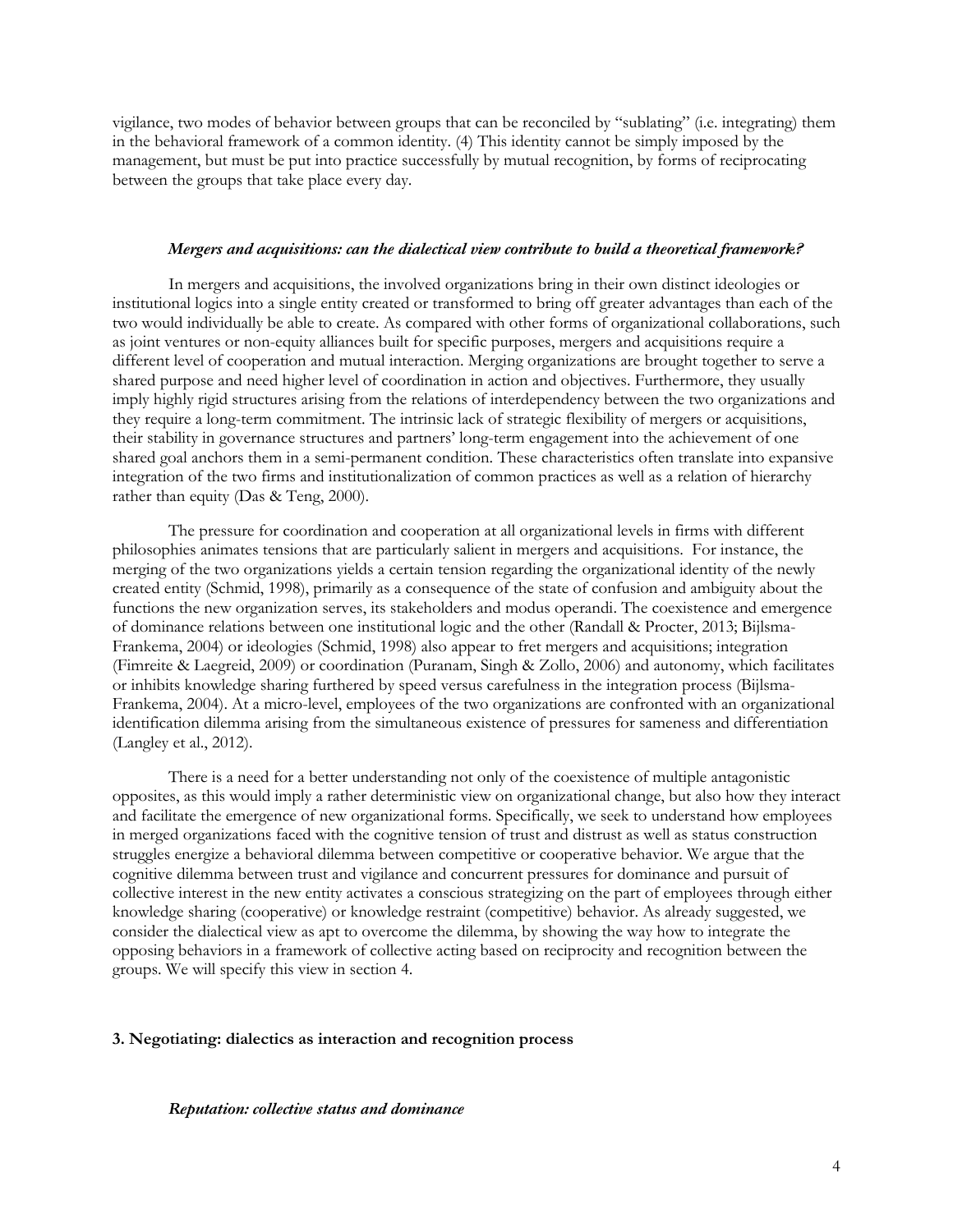vigilance, two modes of behavior between groups that can be reconciled by "sublating" (i.e. integrating) them in the behavioral framework of a common identity. (4) This identity cannot be simply imposed by the management, but must be put into practice successfully by mutual recognition, by forms of reciprocating between the groups that take place every day.

#### *Mergers and acquisitions: can the dialectical view contribute to build a theoretical framework?*

In mergers and acquisitions, the involved organizations bring in their own distinct ideologies or institutional logics into a single entity created or transformed to bring off greater advantages than each of the two would individually be able to create. As compared with other forms of organizational collaborations, such as joint ventures or non-equity alliances built for specific purposes, mergers and acquisitions require a different level of cooperation and mutual interaction. Merging organizations are brought together to serve a shared purpose and need higher level of coordination in action and objectives. Furthermore, they usually imply highly rigid structures arising from the relations of interdependency between the two organizations and they require a long-term commitment. The intrinsic lack of strategic flexibility of mergers or acquisitions, their stability in governance structures and partners' long-term engagement into the achievement of one shared goal anchors them in a semi-permanent condition. These characteristics often translate into expansive integration of the two firms and institutionalization of common practices as well as a relation of hierarchy rather than equity (Das & Teng, 2000).

The pressure for coordination and cooperation at all organizational levels in firms with different philosophies animates tensions that are particularly salient in mergers and acquisitions. For instance, the merging of the two organizations yields a certain tension regarding the organizational identity of the newly created entity (Schmid, 1998), primarily as a consequence of the state of confusion and ambiguity about the functions the new organization serves, its stakeholders and modus operandi. The coexistence and emergence of dominance relations between one institutional logic and the other (Randall & Procter, 2013; Bijlsma-Frankema, 2004) or ideologies (Schmid, 1998) also appear to fret mergers and acquisitions; integration (Fimreite & Laegreid, 2009) or coordination (Puranam, Singh & Zollo, 2006) and autonomy, which facilitates or inhibits knowledge sharing furthered by speed versus carefulness in the integration process (Bijlsma-Frankema, 2004). At a micro-level, employees of the two organizations are confronted with an organizational identification dilemma arising from the simultaneous existence of pressures for sameness and differentiation (Langley et al., 2012).

There is a need for a better understanding not only of the coexistence of multiple antagonistic opposites, as this would imply a rather deterministic view on organizational change, but also how they interact and facilitate the emergence of new organizational forms. Specifically, we seek to understand how employees in merged organizations faced with the cognitive tension of trust and distrust as well as status construction struggles energize a behavioral dilemma between competitive or cooperative behavior. We argue that the cognitive dilemma between trust and vigilance and concurrent pressures for dominance and pursuit of collective interest in the new entity activates a conscious strategizing on the part of employees through either knowledge sharing (cooperative) or knowledge restraint (competitive) behavior. As already suggested, we consider the dialectical view as apt to overcome the dilemma, by showing the way how to integrate the opposing behaviors in a framework of collective acting based on reciprocity and recognition between the groups. We will specify this view in section 4.

## 3. Negotiating: dialectics as interaction and recognition process

#### *Reputation: collective status and dominance*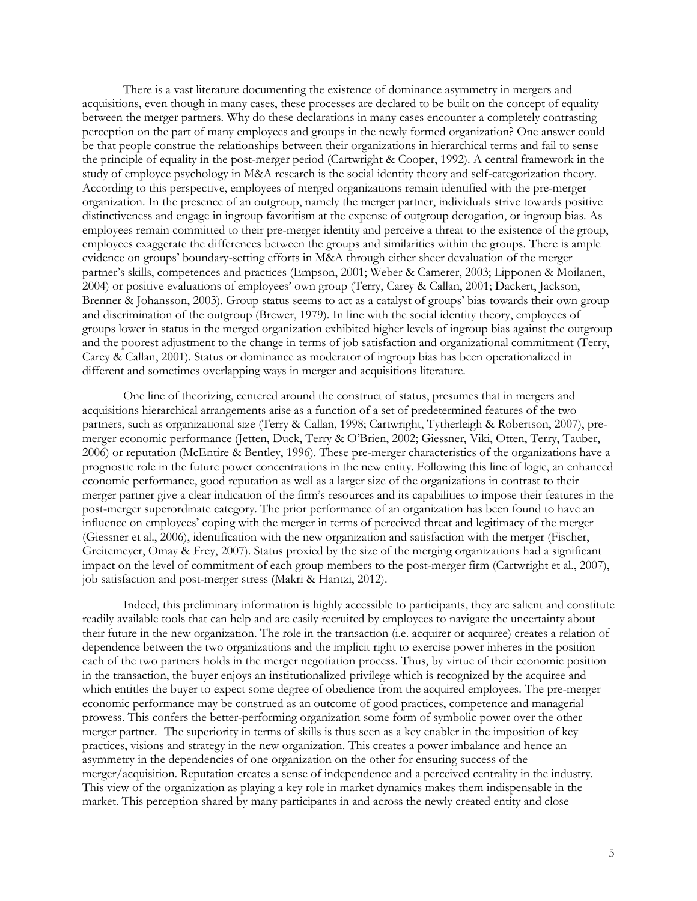There is a vast literature documenting the existence of dominance asymmetry in mergers and acquisitions, even though in many cases, these processes are declared to be built on the concept of equality between the merger partners. Why do these declarations in many cases encounter a completely contrasting perception on the part of many employees and groups in the newly formed organization? One answer could be that people construe the relationships between their organizations in hierarchical terms and fail to sense the principle of equality in the post-merger period (Cartwright & Cooper, 1992). A central framework in the study of employee psychology in M&A research is the social identity theory and self-categorization theory. According to this perspective, employees of merged organizations remain identified with the pre-merger organization. In the presence of an outgroup, namely the merger partner, individuals strive towards positive distinctiveness and engage in ingroup favoritism at the expense of outgroup derogation, or ingroup bias. As employees remain committed to their pre-merger identity and perceive a threat to the existence of the group, employees exaggerate the differences between the groups and similarities within the groups. There is ample evidence on groups' boundary-setting efforts in M&A through either sheer devaluation of the merger partner's skills, competences and practices (Empson, 2001; Weber & Camerer, 2003; Lipponen & Moilanen, 2004) or positive evaluations of employees' own group (Terry, Carey & Callan, 2001; Dackert, Jackson, Brenner & Johansson, 2003). Group status seems to act as a catalyst of groups' bias towards their own group and discrimination of the outgroup (Brewer, 1979). In line with the social identity theory, employees of groups lower in status in the merged organization exhibited higher levels of ingroup bias against the outgroup and the poorest adjustment to the change in terms of job satisfaction and organizational commitment (Terry, Carey & Callan, 2001). Status or dominance as moderator of ingroup bias has been operationalized in different and sometimes overlapping ways in merger and acquisitions literature.

One line of theorizing, centered around the construct of status, presumes that in mergers and acquisitions hierarchical arrangements arise as a function of a set of predetermined features of the two partners, such as organizational size (Terry & Callan, 1998; Cartwright, Tytherleigh & Robertson, 2007), pre-merger economic performance (Jetten, Duck, Terry & O'Brien, 2002; Giessner, Viki, Otten, Terry, Tauber, 2006) or reputation (McEntire & Bentley, 1996). These pre-merger characteristics of the organizations have a prognostic role in the future power concentrations in the new entity. Following this line of logic, an enhanced economic performance, good reputation as well as a larger size of the organizations in contrast to their merger partner give a clear indication of the firm's resources and its capabilities to impose their features in the post-merger superordinate category. The prior performance of an organization has been found to have an influence on employees' coping with the merger in terms of perceived threat and legitimacy of the merger (Giessner et al., 2006), identification with the new organization and satisfaction with the merger (Fischer, Greitemeyer, Omay & Frey, 2007). Status proxied by the size of the merging organizations had a significant impact on the level of commitment of each group members to the post-merger firm (Cartwright et al., 2007), job satisfaction and post-merger stress (Makri & Hantzi, 2012).

Indeed, this preliminary information is highly accessible to participants, they are salient and constitute readily available tools that can help and are easily recruited by employees to navigate the uncertainty about their future in the new organization. The role in the transaction (i.e. acquirer or acquiree) creates a relation of dependence between the two organizations and the implicit right to exercise power inheres in the position each of the two partners holds in the merger negotiation process. Thus, by virtue of their economic position in the transaction, the buyer enjoys an institutionalized privilege which is recognized by the acquiree and which entitles the buyer to expect some degree of obedience from the acquired employees. The pre-merger economic performance may be construed as an outcome of good practices, competence and managerial prowess. This confers the better-performing organization some form of symbolic power over the other merger partner. The superiority in terms of skills is thus seen as a key enabler in the imposition of key practices, visions and strategy in the new organization. This creates a power imbalance and hence an asymmetry in the dependencies of one organization on the other for ensuring success of the merger/acquisition. Reputation creates a sense of independence and a perceived centrality in the industry. This view of the organization as playing a key role in market dynamics makes them indispensable in the market. This perception shared by many participants in and across the newly created entity and close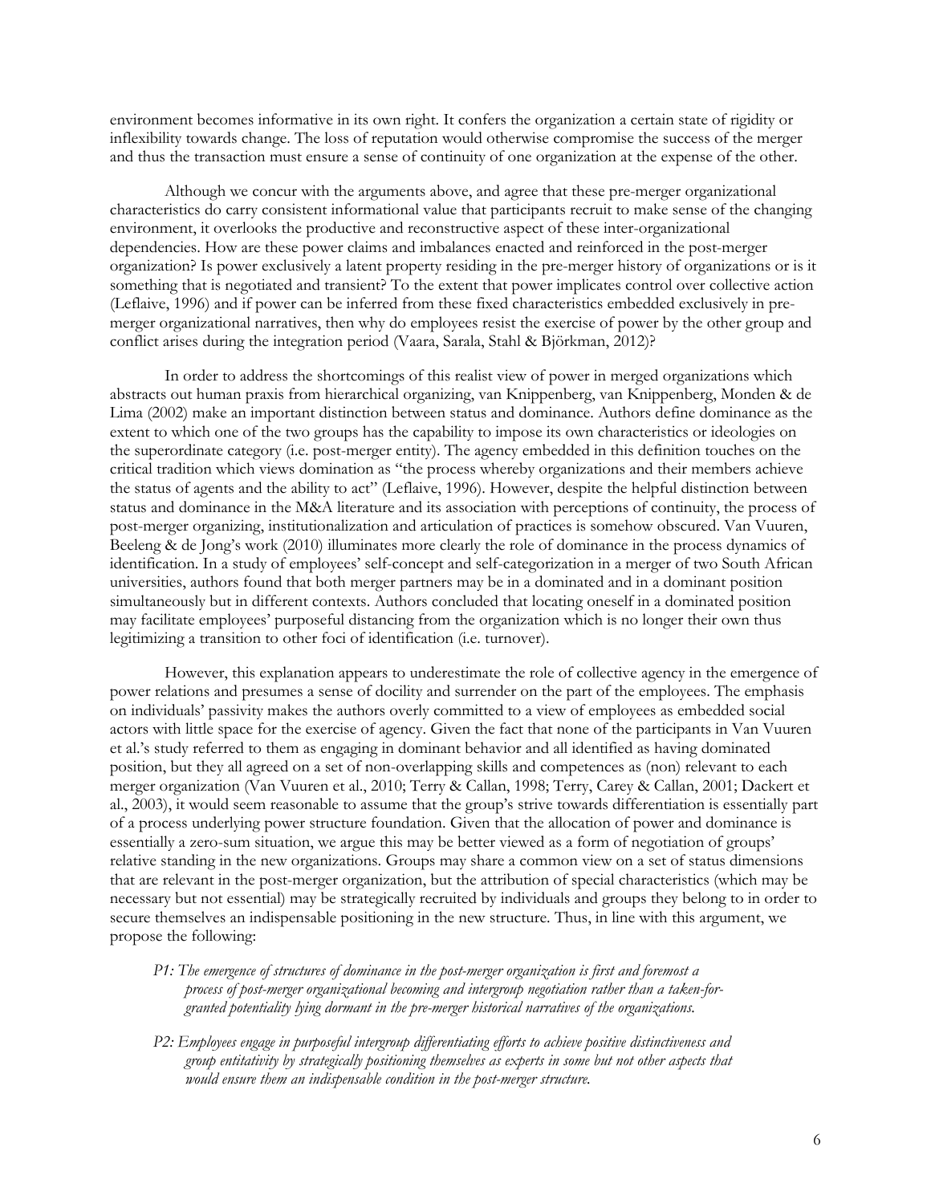environment becomes informative in its own right. It confers the organization a certain state of rigidity or inflexibility towards change. The loss of reputation would otherwise compromise the success of the merger and thus the transaction must ensure a sense of continuity of one organization at the expense of the other.

Although we concur with the arguments above, and agree that these pre-merger organizational characteristics do carry consistent informational value that participants recruit to make sense of the changing environment, it overlooks the productive and reconstructive aspect of these inter-organizational dependencies. How are these power claims and imbalances enacted and reinforced in the post-merger organization? Is power exclusively a latent property residing in the pre-merger history of organizations or is it something that is negotiated and transient? To the extent that power implicates control over collective action (Leflaive, 1996) and if power can be inferred from these fixed characteristics embedded exclusively in pre-merger organizational narratives, then why do employees resist the exercise of power by the other group and conflict arises during the integration period (Vaara, Sarala, Stahl & Björkman, 2012)?

In order to address the shortcomings of this realist view of power in merged organizations which abstracts out human praxis from hierarchical organizing, van Knippenberg, van Knippenberg, Monden & de Lima (2002) make an important distinction between status and dominance. Authors define dominance as the extent to which one of the two groups has the capability to impose its own characteristics or ideologies on the superordinate category (i.e. post-merger entity). The agency embedded in this definition touches on the critical tradition which views domination as "the process whereby organizations and their members achieve the status of agents and the ability to act" (Leflaive, 1996). However, despite the helpful distinction between status and dominance in the M&A literature and its association with perceptions of continuity, the process of post-merger organizing, institutionalization and articulation of practices is somehow obscured. Van Vuuren, Beeleng & de Jong's work (2010) illuminates more clearly the role of dominance in the process dynamics of identification. In a study of employees' self-concept and self-categorization in a merger of two South African universities, authors found that both merger partners may be in a dominated and in a dominant position simultaneously but in different contexts. Authors concluded that locating oneself in a dominated position may facilitate employees' purposeful distancing from the organization which is no longer their own thus legitimizing a transition to other foci of identification (i.e. turnover).

However, this explanation appears to underestimate the role of collective agency in the emergence of power relations and presumes a sense of docility and surrender on the part of the employees. The emphasis on individuals' passivity makes the authors overly committed to a view of employees as embedded social actors with little space for the exercise of agency. Given the fact that none of the participants in Van Vuuren et al.'s study referred to them as engaging in dominant behavior and all identified as having dominated position, but they all agreed on a set of non-overlapping skills and competences as (non) relevant to each merger organization (Van Vuuren et al., 2010; Terry & Callan, 1998; Terry, Carey & Callan, 2001; Dackert et al., 2003), it would seem reasonable to assume that the group's strive towards differentiation is essentially part of a process underlying power structure foundation. Given that the allocation of power and dominance is essentially a zero-sum situation, we argue this may be better viewed as a form of negotiation of groups' relative standing in the new organizations. Groups may share a common view on a set of status dimensions that are relevant in the post-merger organization, but the attribution of special characteristics (which may be necessary but not essential) may be strategically recruited by individuals and groups they belong to in order to secure themselves an indispensable positioning in the new structure. Thus, in line with this argument, we propose the following:

*P1: The emergence of structures of dominance in the post-merger organization is first and foremost a process of post-merger organizational becoming and intergroup negotiation rather than a taken-for-granted potentiality lying dormant in the pre-merger historical narratives of the organizations.*

*P2: Employees engage in purposeful intergroup differentiating efforts to achieve positive distinctiveness and group entitativity by strategically positioning themselves as experts in some but not other aspects that would ensure them an indispensable condition in the post-merger structure.*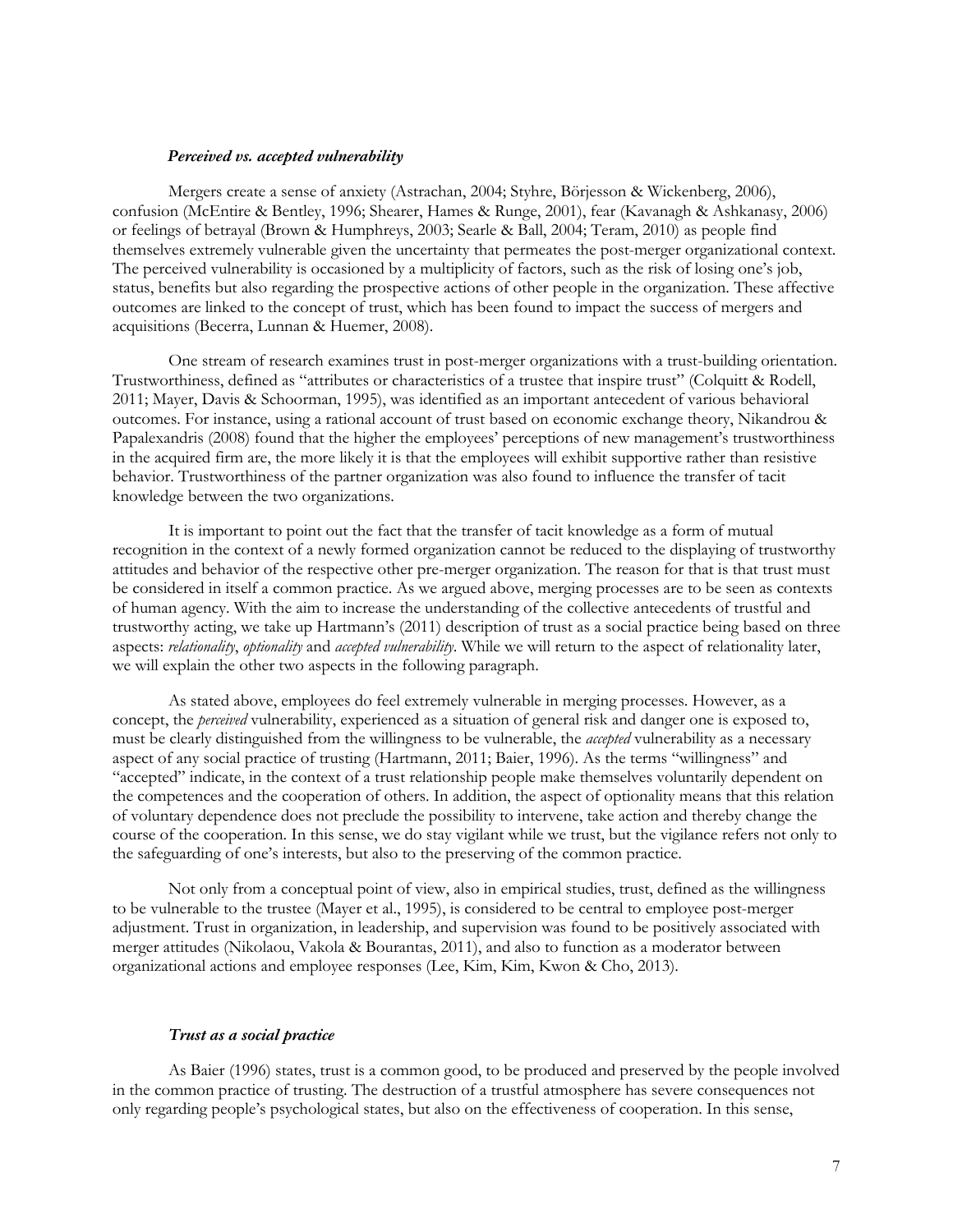### *Perceived vs. accepted vulnerability*

Mergers create a sense of anxiety (Astrachan, 2004; Styhre, Börjesson & Wickenberg, 2006), confusion (McEntire & Bentley, 1996; Shearer, Hames & Runge, 2001), fear (Kavanagh & Ashkanasy, 2006) or feelings of betrayal (Brown & Humphreys, 2003; Searle & Ball, 2004; Teram, 2010) as people find themselves extremely vulnerable given the uncertainty that permeates the post-merger organizational context. The perceived vulnerability is occasioned by a multiplicity of factors, such as the risk of losing one's job, status, benefits but also regarding the prospective actions of other people in the organization. These affective outcomes are linked to the concept of trust, which has been found to impact the success of mergers and acquisitions (Becerra, Lunnan & Huemer, 2008).

One stream of research examines trust in post-merger organizations with a trust-building orientation. Trustworthiness, defined as "attributes or characteristics of a trustee that inspire trust" (Colquitt & Rodell, 2011; Mayer, Davis & Schoorman, 1995), was identified as an important antecedent of various behavioral outcomes. For instance, using a rational account of trust based on economic exchange theory, Nikandrou & Papalexandris (2008) found that the higher the employees' perceptions of new management's trustworthiness in the acquired firm are, the more likely it is that the employees will exhibit supportive rather than resistive behavior. Trustworthiness of the partner organization was also found to influence the transfer of tacit knowledge between the two organizations.

It is important to point out the fact that the transfer of tacit knowledge as a form of mutual recognition in the context of a newly formed organization cannot be reduced to the displaying of trustworthy attitudes and behavior of the respective other pre-merger organization. The reason for that is that trust must be considered in itself a common practice. As we argued above, merging processes are to be seen as contexts of human agency. With the aim to increase the understanding of the collective antecedents of trustful and trustworthy acting, we take up Hartmann's (2011) description of trust as a social practice being based on three aspects: *relationality*, *optionality* and *accepted vulnerability*. While we will return to the aspect of relationality later, we will explain the other two aspects in the following paragraph.

As stated above, employees do feel extremely vulnerable in merging processes. However, as a concept, the *perceived* vulnerability, experienced as a situation of general risk and danger one is exposed to, must be clearly distinguished from the willingness to be vulnerable, the *accepted* vulnerability as a necessary aspect of any social practice of trusting (Hartmann, 2011; Baier, 1996). As the terms "willingness" and "accepted" indicate, in the context of a trust relationship people make themselves voluntarily dependent on the competences and the cooperation of others. In addition, the aspect of optionality means that this relation of voluntary dependence does not preclude the possibility to intervene, take action and thereby change the course of the cooperation. In this sense, we do stay vigilant while we trust, but the vigilance refers not only to the safeguarding of one's interests, but also to the preserving of the common practice.

Not only from a conceptual point of view, also in empirical studies, trust, defined as the willingness to be vulnerable to the trustee (Mayer et al., 1995), is considered to be central to employee post-merger adjustment. Trust in organization, in leadership, and supervision was found to be positively associated with merger attitudes (Nikolaou, Vakola & Bourantas, 2011), and also to function as a moderator between organizational actions and employee responses (Lee, Kim, Kim, Kwon & Cho, 2013).

### *Trust as a social practice*

As Baier (1996) states, trust is a common good, to be produced and preserved by the people involved in the common practice of trusting. The destruction of a trustful atmosphere has severe consequences not only regarding people's psychological states, but also on the effectiveness of cooperation. In this sense,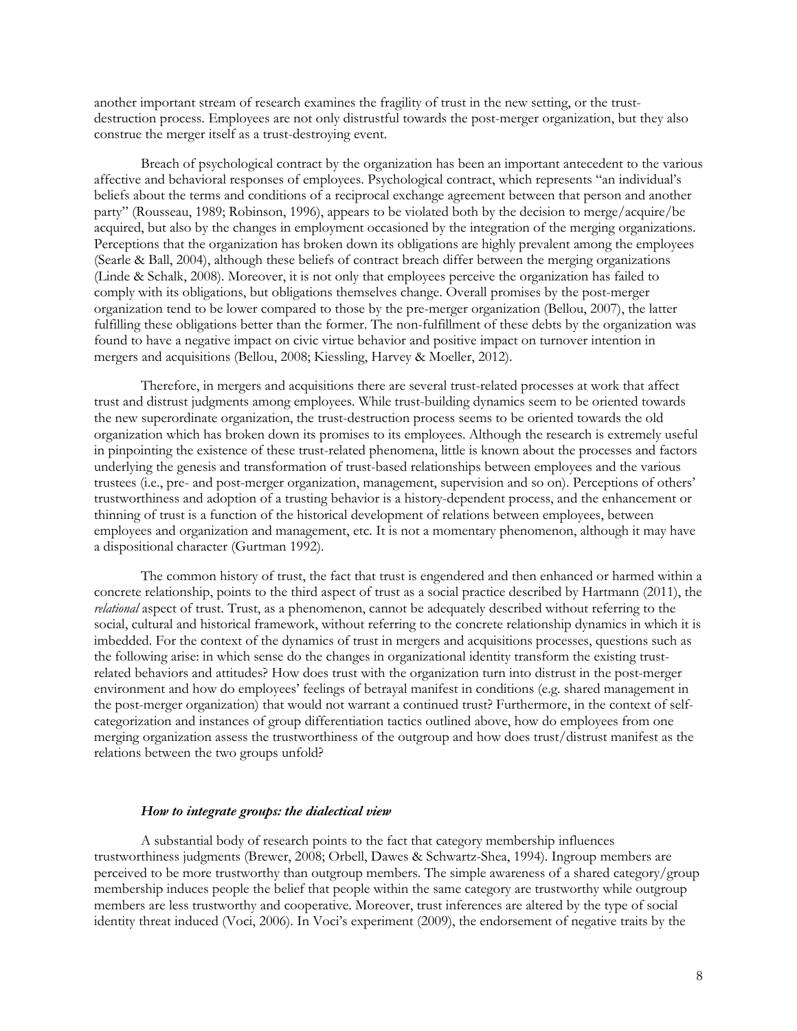another important stream of research examines the fragility of trust in the new setting, or the trust-destruction process. Employees are not only distrustful towards the post-merger organization, but they also construe the merger itself as a trust-destroying event.

Breach of psychological contract by the organization has been an important antecedent to the various affective and behavioral responses of employees. Psychological contract, which represents "an individual's beliefs about the terms and conditions of a reciprocal exchange agreement between that person and another party" (Rousseau, 1989; Robinson, 1996), appears to be violated both by the decision to merge/acquire/be acquired, but also by the changes in employment occasioned by the integration of the merging organizations. Perceptions that the organization has broken down its obligations are highly prevalent among the employees (Searle & Ball, 2004), although these beliefs of contract breach differ between the merging organizations (Linde & Schalk, 2008). Moreover, it is not only that employees perceive the organization has failed to comply with its obligations, but obligations themselves change. Overall promises by the post-merger organization tend to be lower compared to those by the pre-merger organization (Bellou, 2007), the latter fulfilling these obligations better than the former. The non-fulfillment of these debts by the organization was found to have a negative impact on civic virtue behavior and positive impact on turnover intention in mergers and acquisitions (Bellou, 2008; Kiessling, Harvey & Moeller, 2012).

Therefore, in mergers and acquisitions there are several trust-related processes at work that affect trust and distrust judgments among employees. While trust-building dynamics seem to be oriented towards the new superordinate organization, the trust-destruction process seems to be oriented towards the old organization which has broken down its promises to its employees. Although the research is extremely useful in pinpointing the existence of these trust-related phenomena, little is known about the processes and factors underlying the genesis and transformation of trust-based relationships between employees and the various trustees (i.e., pre- and post-merger organization, management, supervision and so on). Perceptions of others' trustworthiness and adoption of a trusting behavior is a history-dependent process, and the enhancement or thinning of trust is a function of the historical development of relations between employees, between employees and organization and management, etc. It is not a momentary phenomenon, although it may have a dispositional character (Gurtman 1992).

The common history of trust, the fact that trust is engendered and then enhanced or harmed within a concrete relationship, points to the third aspect of trust as a social practice described by Hartmann (2011), the *relational* aspect of trust. Trust, as a phenomenon, cannot be adequately described without referring to the social, cultural and historical framework, without referring to the concrete relationship dynamics in which it is imbedded. For the context of the dynamics of trust in mergers and acquisitions processes, questions such as the following arise: in which sense do the changes in organizational identity transform the existing trust-related behaviors and attitudes? How does trust with the organization turn into distrust in the post-merger environment and how do employees' feelings of betrayal manifest in conditions (e.g. shared management in the post-merger organization) that would not warrant a continued trust? Furthermore, in the context of self-categorization and instances of group differentiation tactics outlined above, how do employees from one merging organization assess the trustworthiness of the outgroup and how does trust/distrust manifest as the relations between the two groups unfold?

### *How to integrate groups: the dialectical view*

A substantial body of research points to the fact that category membership influences trustworthiness judgments (Brewer, 2008; Orbell, Dawes & Schwartz-Shea, 1994). Ingroup members are perceived to be more trustworthy than outgroup members. The simple awareness of a shared category/group membership induces people the belief that people within the same category are trustworthy while outgroup members are less trustworthy and cooperative. Moreover, trust inferences are altered by the type of social identity threat induced (Voci, 2006). In Voci's experiment (2009), the endorsement of negative traits by the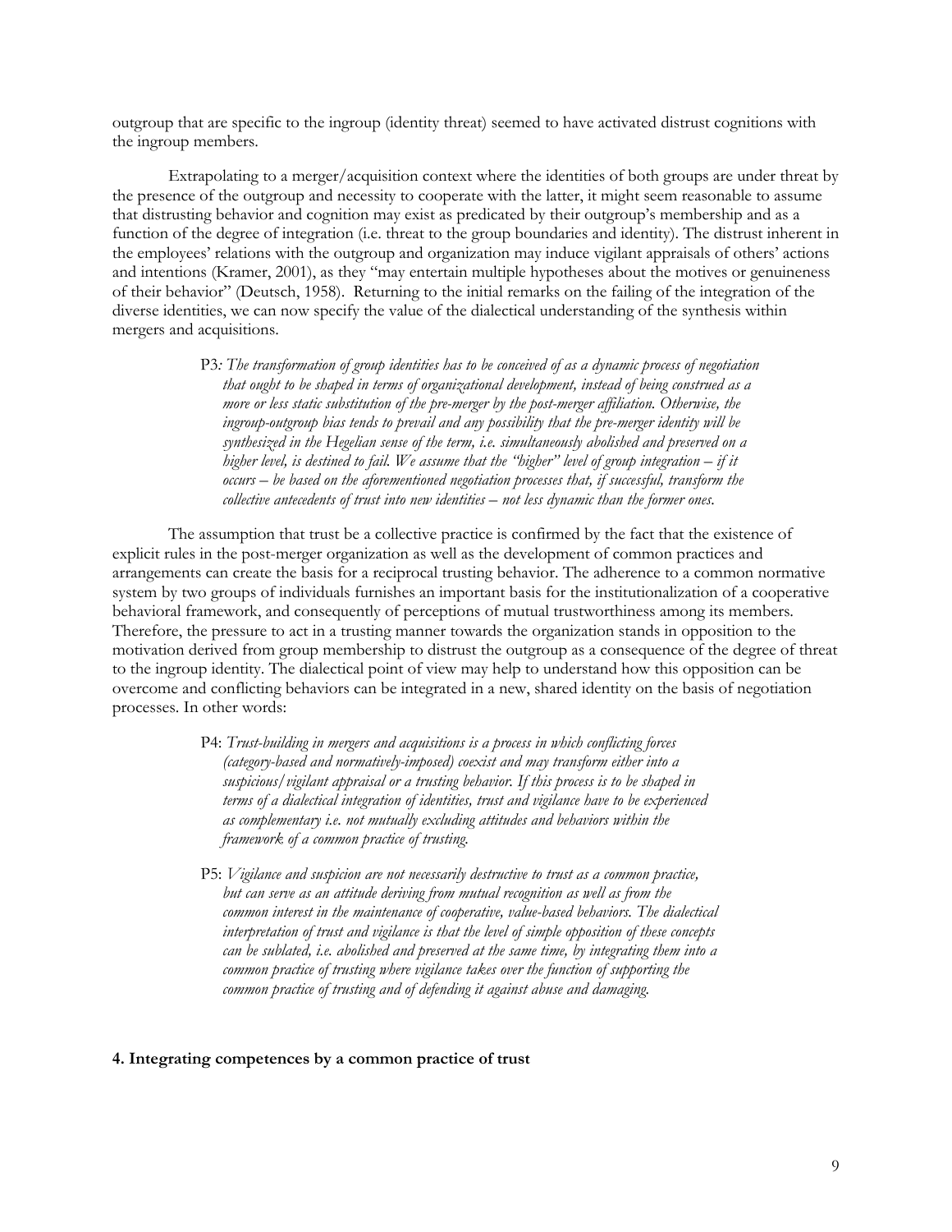outgroup that are specific to the ingroup (identity threat) seemed to have activated distrust cognitions with the ingroup members.

Extrapolating to a merger/acquisition context where the identities of both groups are under threat by the presence of the outgroup and necessity to cooperate with the latter, it might seem reasonable to assume that distrusting behavior and cognition may exist as predicated by their outgroup's membership and as a function of the degree of integration (i.e. threat to the group boundaries and identity). The distrust inherent in the employees' relations with the outgroup and organization may induce vigilant appraisals of others' actions and intentions (Kramer, 2001), as they "may entertain multiple hypotheses about the motives or genuineness of their behavior" (Deutsch, 1958). Returning to the initial remarks on the failing of the integration of the diverse identities, we can now specify the value of the dialectical understanding of the synthesis within mergers and acquisitions.

> P3*: The transformation of group identities has to be conceived of as a dynamic process of negotiation that ought to be shaped in terms of organizational development, instead of being construed as a more or less static substitution of the pre-merger by the post-merger affiliation. Otherwise, the ingroup-outgroup bias tends to prevail and any possibility that the pre-merger identity will be synthesized in the Hegelian sense of the term, i.e. simultaneously abolished and preserved on a higher level, is destined to fail. We assume that the "higher" level of group integration – if it occurs – be based on the aforementioned negotiation processes that, if successful, transform the collective antecedents of trust into new identities – not less dynamic than the former ones.*

The assumption that trust be a collective practice is confirmed by the fact that the existence of explicit rules in the post-merger organization as well as the development of common practices and arrangements can create the basis for a reciprocal trusting behavior. The adherence to a common normative system by two groups of individuals furnishes an important basis for the institutionalization of a cooperative behavioral framework, and consequently of perceptions of mutual trustworthiness among its members. Therefore, the pressure to act in a trusting manner towards the organization stands in opposition to the motivation derived from group membership to distrust the outgroup as a consequence of the degree of threat to the ingroup identity. The dialectical point of view may help to understand how this opposition can be overcome and conflicting behaviors can be integrated in a new, shared identity on the basis of negotiation processes. In other words:

> P4: *Trust-building in mergers and acquisitions is a process in which conflicting forces (category-based and normatively-imposed) coexist and may transform either into a suspicious/vigilant appraisal or a trusting behavior. If this process is to be shaped in terms of a dialectical integration of identities, trust and vigilance have to be experienced as complementary i.e. not mutually excluding attitudes and behaviors within the framework of a common practice of trusting.*

> P5: *Vigilance and suspicion are not necessarily destructive to trust as a common practice, but can serve as an attitude deriving from mutual recognition as well as from the common interest in the maintenance of cooperative, value-based behaviors. The dialectical interpretation of trust and vigilance is that the level of simple opposition of these concepts can be sublated, i.e. abolished and preserved at the same time, by integrating them into a common practice of trusting where vigilance takes over the function of supporting the common practice of trusting and of defending it against abuse and damaging.*

## 4. Integrating competences by a common practice of trust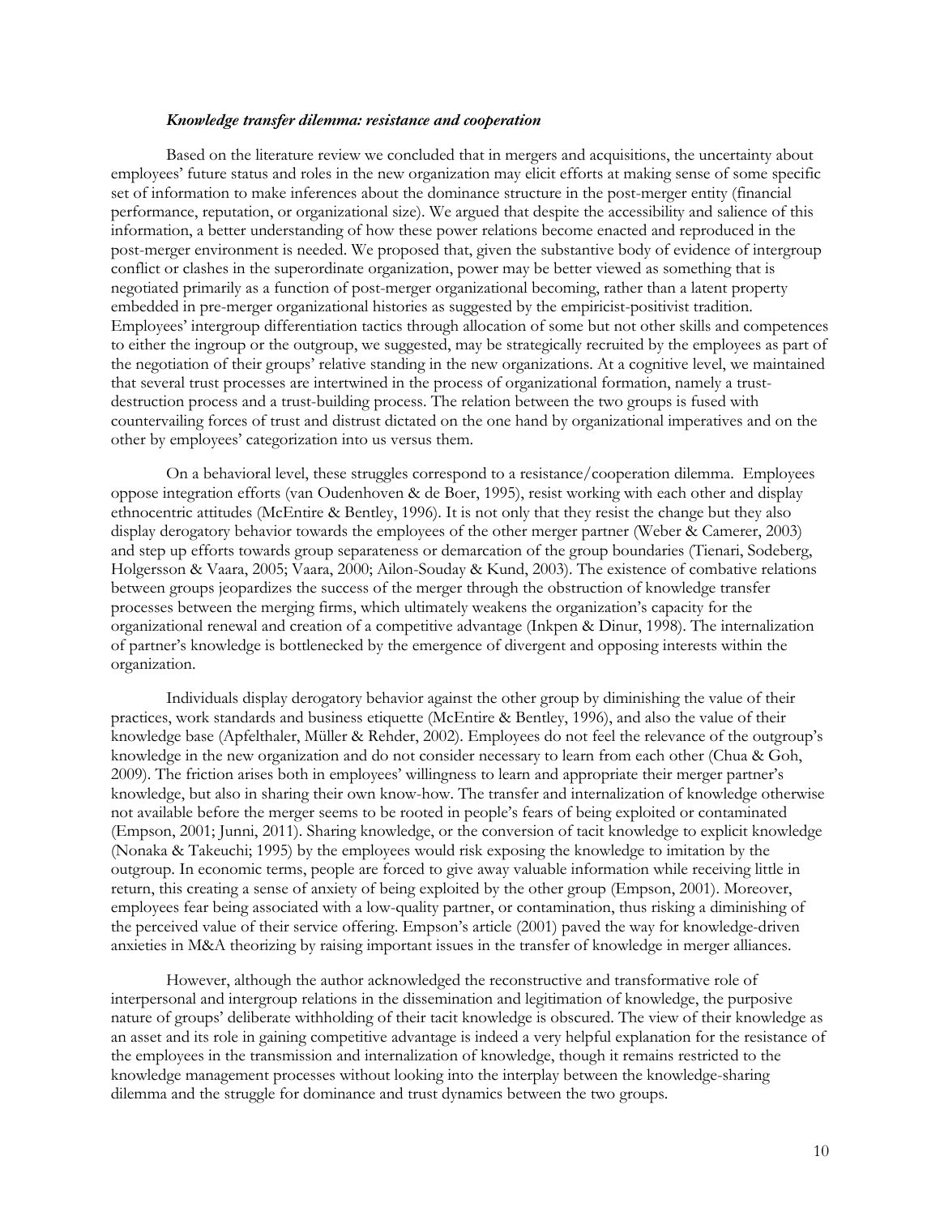### *Knowledge transfer dilemma: resistance and cooperation*

Based on the literature review we concluded that in mergers and acquisitions, the uncertainty about employees' future status and roles in the new organization may elicit efforts at making sense of some specific set of information to make inferences about the dominance structure in the post-merger entity (financial performance, reputation, or organizational size). We argued that despite the accessibility and salience of this information, a better understanding of how these power relations become enacted and reproduced in the post-merger environment is needed. We proposed that, given the substantive body of evidence of intergroup conflict or clashes in the superordinate organization, power may be better viewed as something that is negotiated primarily as a function of post-merger organizational becoming, rather than a latent property embedded in pre-merger organizational histories as suggested by the empiricist-positivist tradition. Employees' intergroup differentiation tactics through allocation of some but not other skills and competences to either the ingroup or the outgroup, we suggested, may be strategically recruited by the employees as part of the negotiation of their groups' relative standing in the new organizations. At a cognitive level, we maintained that several trust processes are intertwined in the process of organizational formation, namely a trust-destruction process and a trust-building process. The relation between the two groups is fused with countervailing forces of trust and distrust dictated on the one hand by organizational imperatives and on the other by employees' categorization into us versus them.

On a behavioral level, these struggles correspond to a resistance/cooperation dilemma. Employees oppose integration efforts (van Oudenhoven & de Boer, 1995), resist working with each other and display ethnocentric attitudes (McEntire & Bentley, 1996). It is not only that they resist the change but they also display derogatory behavior towards the employees of the other merger partner (Weber & Camerer, 2003) and step up efforts towards group separateness or demarcation of the group boundaries (Tienari, Sodeberg, Holgersson & Vaara, 2005; Vaara, 2000; Ailon-Souday & Kund, 2003). The existence of combative relations between groups jeopardizes the success of the merger through the obstruction of knowledge transfer processes between the merging firms, which ultimately weakens the organization's capacity for the organizational renewal and creation of a competitive advantage (Inkpen & Dinur, 1998). The internalization of partner's knowledge is bottlenecked by the emergence of divergent and opposing interests within the organization.

Individuals display derogatory behavior against the other group by diminishing the value of their practices, work standards and business etiquette (McEntire & Bentley, 1996), and also the value of their knowledge base (Apfelthaler, Müller & Rehder, 2002). Employees do not feel the relevance of the outgroup's knowledge in the new organization and do not consider necessary to learn from each other (Chua & Goh, 2009). The friction arises both in employees' willingness to learn and appropriate their merger partner's knowledge, but also in sharing their own know-how. The transfer and internalization of knowledge otherwise not available before the merger seems to be rooted in people's fears of being exploited or contaminated (Empson, 2001; Junni, 2011). Sharing knowledge, or the conversion of tacit knowledge to explicit knowledge (Nonaka & Takeuchi; 1995) by the employees would risk exposing the knowledge to imitation by the outgroup. In economic terms, people are forced to give away valuable information while receiving little in return, this creating a sense of anxiety of being exploited by the other group (Empson, 2001). Moreover, employees fear being associated with a low-quality partner, or contamination, thus risking a diminishing of the perceived value of their service offering. Empson's article (2001) paved the way for knowledge-driven anxieties in M&A theorizing by raising important issues in the transfer of knowledge in merger alliances.

However, although the author acknowledged the reconstructive and transformative role of interpersonal and intergroup relations in the dissemination and legitimation of knowledge, the purposive nature of groups' deliberate withholding of their tacit knowledge is obscured. The view of their knowledge as an asset and its role in gaining competitive advantage is indeed a very helpful explanation for the resistance of the employees in the transmission and internalization of knowledge, though it remains restricted to the knowledge management processes without looking into the interplay between the knowledge-sharing dilemma and the struggle for dominance and trust dynamics between the two groups.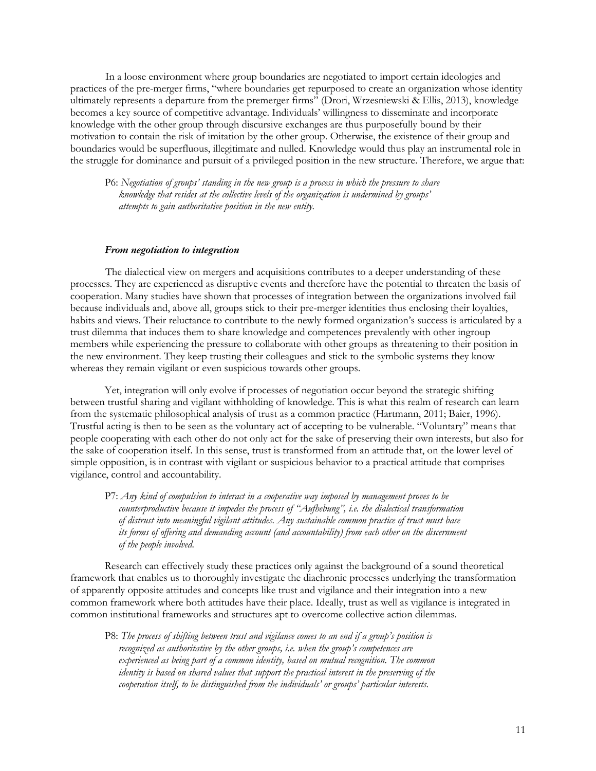In a loose environment where group boundaries are negotiated to import certain ideologies and practices of the pre-merger firms, "where boundaries get repurposed to create an organization whose identity ultimately represents a departure from the premerger firms" (Drori, Wrzesniewski & Ellis, 2013), knowledge becomes a key source of competitive advantage. Individuals' willingness to disseminate and incorporate knowledge with the other group through discursive exchanges are thus purposefully bound by their motivation to contain the risk of imitation by the other group. Otherwise, the existence of their group and boundaries would be superfluous, illegitimate and nulled. Knowledge would thus play an instrumental role in the struggle for dominance and pursuit of a privileged position in the new structure. Therefore, we argue that:

> P6: *Negotiation of groups' standing in the new group is a process in which the pressure to share knowledge that resides at the collective levels of the organization is undermined by groups' attempts to gain authoritative position in the new entity.*

### *From negotiation to integration*

The dialectical view on mergers and acquisitions contributes to a deeper understanding of these processes. They are experienced as disruptive events and therefore have the potential to threaten the basis of cooperation. Many studies have shown that processes of integration between the organizations involved fail because individuals and, above all, groups stick to their pre-merger identities thus enclosing their loyalties, habits and views. Their reluctance to contribute to the newly formed organization's success is articulated by a trust dilemma that induces them to share knowledge and competences prevalently with other ingroup members while experiencing the pressure to collaborate with other groups as threatening to their position in the new environment. They keep trusting their colleagues and stick to the symbolic systems they know whereas they remain vigilant or even suspicious towards other groups.

Yet, integration will only evolve if processes of negotiation occur beyond the strategic shifting between trustful sharing and vigilant withholding of knowledge. This is what this realm of research can learn from the systematic philosophical analysis of trust as a common practice (Hartmann, 2011; Baier, 1996). Trustful acting is then to be seen as the voluntary act of accepting to be vulnerable. "Voluntary" means that people cooperating with each other do not only act for the sake of preserving their own interests, but also for the sake of cooperation itself. In this sense, trust is transformed from an attitude that, on the lower level of simple opposition, is in contrast with vigilant or suspicious behavior to a practical attitude that comprises vigilance, control and accountability.

> P7: *Any kind of compulsion to interact in a cooperative way imposed by management proves to be counterproductive because it impedes the process of "Aufhebung", i.e. the dialectical transformation of distrust into meaningful vigilant attitudes. Any sustainable common practice of trust must base its forms of offering and demanding account (and accountability) from each other on the discernment of the people involved.*

Research can effectively study these practices only against the background of a sound theoretical framework that enables us to thoroughly investigate the diachronic processes underlying the transformation of apparently opposite attitudes and concepts like trust and vigilance and their integration into a new common framework where both attitudes have their place. Ideally, trust as well as vigilance is integrated in common institutional frameworks and structures apt to overcome collective action dilemmas.

> P8: *The process of shifting between trust and vigilance comes to an end if a group's position is recognized as authoritative by the other groups, i.e. when the group's competences are experienced as being part of a common identity, based on mutual recognition. The common identity is based on shared values that support the practical interest in the preserving of the cooperation itself, to be distinguished from the individuals' or groups' particular interests.*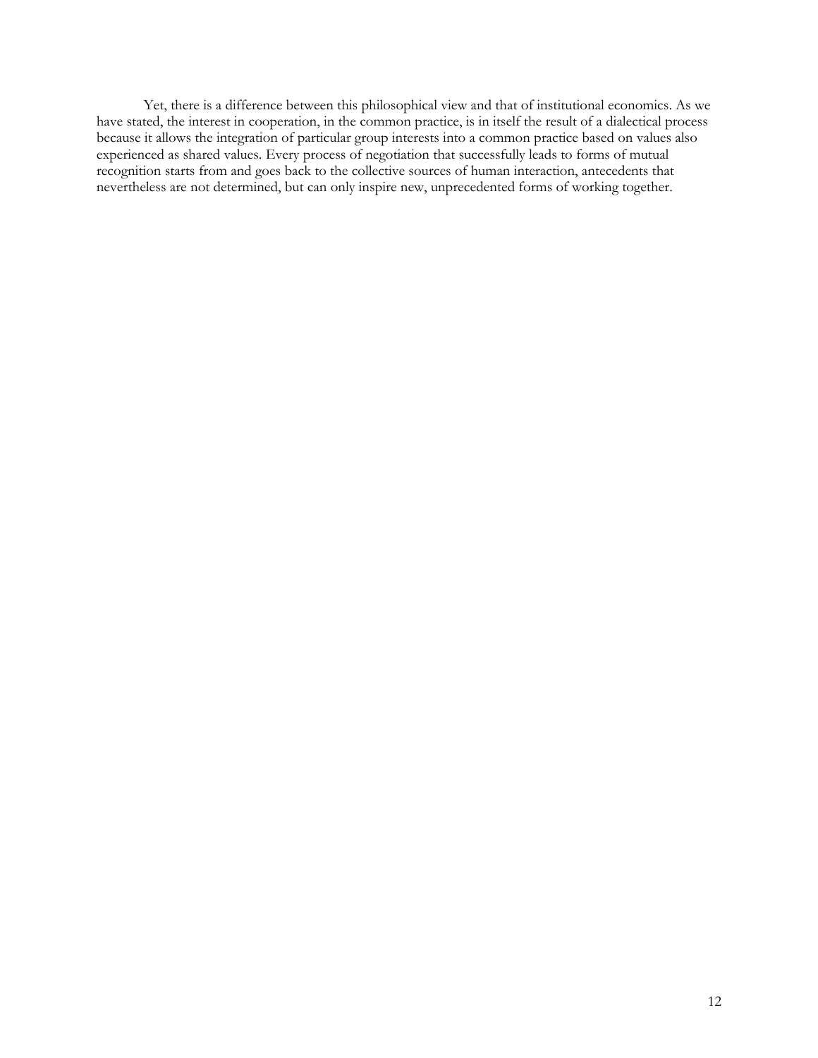Yet, there is a difference between this philosophical view and that of institutional economics. As we have stated, the interest in cooperation, in the common practice, is in itself the result of a dialectical process because it allows the integration of particular group interests into a common practice based on values also experienced as shared values. Every process of negotiation that successfully leads to forms of mutual recognition starts from and goes back to the collective sources of human interaction, antecedents that nevertheless are not determined, but can only inspire new, unprecedented forms of working together.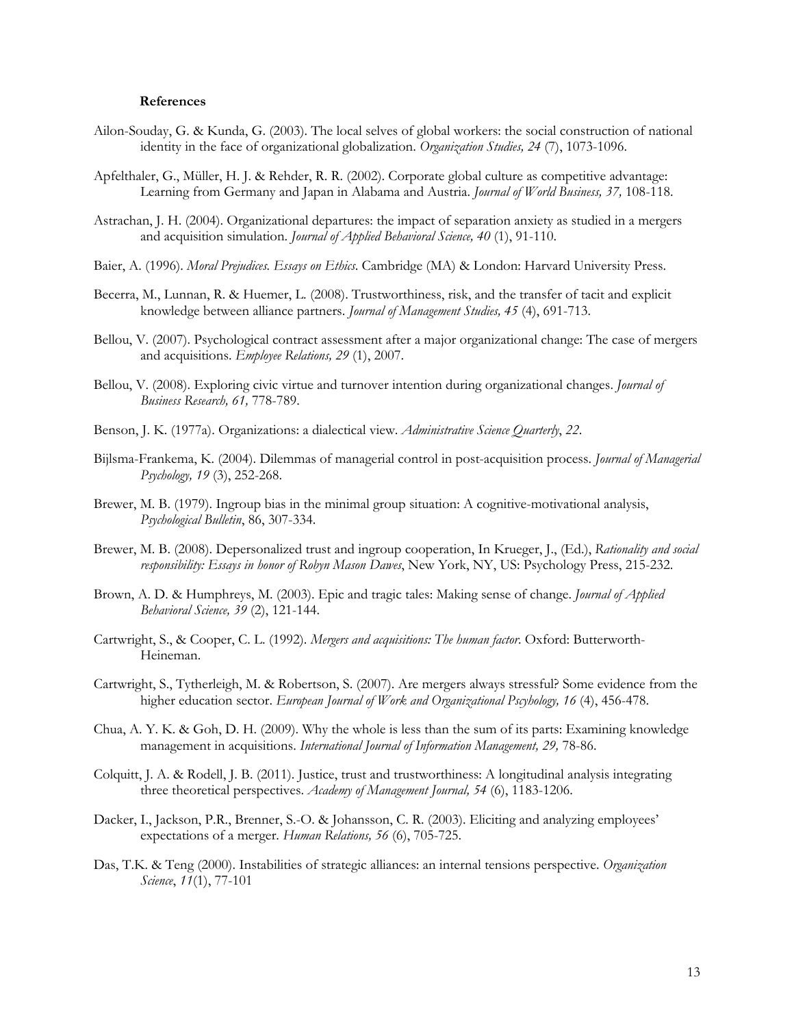**References**

Ailon-Souday, G. & Kunda, G. (2003). The local selves of global workers: the social construction of national identity in the face of organizational globalization. *Organization Studies, 24* (7), 1073-1096.

Apfelthaler, G., Müller, H. J. & Rehder, R. R. (2002). Corporate global culture as competitive advantage: Learning from Germany and Japan in Alabama and Austria. *Journal of World Business, 37,* 108-118.

Astrachan, J. H. (2004). Organizational departures: the impact of separation anxiety as studied in a mergers and acquisition simulation. *Journal of Applied Behavioral Science, 40* (1), 91-110.

Baier, A. (1996). *Moral Prejudices. Essays on Ethics*. Cambridge (MA) & London: Harvard University Press.

Becerra, M., Lunnan, R. & Huemer, L. (2008). Trustworthiness, risk, and the transfer of tacit and explicit knowledge between alliance partners. *Journal of Management Studies, 45* (4), 691-713.

Bellou, V. (2007). Psychological contract assessment after a major organizational change: The case of mergers and acquisitions. *Employee Relations, 29* (1), 2007.

Bellou, V. (2008). Exploring civic virtue and turnover intention during organizational changes. *Journal of Business Research, 61,* 778-789.

Benson, J. K. (1977a). Organizations: a dialectical view. *Administrative Science Quarterly*, *22*.

Bijlsma-Frankema, K. (2004). Dilemmas of managerial control in post-acquisition process. *Journal of Managerial Psychology, 19* (3), 252-268.

Brewer, M. B. (1979). Ingroup bias in the minimal group situation: A cognitive-motivational analysis, *Psychological Bulletin*, 86, 307-334.

Brewer, M. B. (2008). Depersonalized trust and ingroup cooperation, In Krueger, J., (Ed.), *Rationality and social responsibility: Essays in honor of Robyn Mason Dawes*, New York, NY, US: Psychology Press, 215-232.

Brown, A. D. & Humphreys, M. (2003). Epic and tragic tales: Making sense of change. *Journal of Applied Behavioral Science, 39* (2), 121-144.

Cartwright, S., & Cooper, C. L. (1992). *Mergers and acquisitions: The human factor*. Oxford: Butterworth-Heineman.

Cartwright, S., Tytherleigh, M. & Robertson, S. (2007). Are mergers always stressful? Some evidence from the higher education sector. *European Journal of Work and Organizational Pscyhology, 16* (4), 456-478.

Chua, A. Y. K. & Goh, D. H. (2009). Why the whole is less than the sum of its parts: Examining knowledge management in acquisitions. *International Journal of Information Management, 29,* 78-86.

Colquitt, J. A. & Rodell, J. B. (2011). Justice, trust and trustworthiness: A longitudinal analysis integrating three theoretical perspectives. *Academy of Management Journal, 54* (6), 1183-1206.

Dacker, I., Jackson, P.R., Brenner, S.-O. & Johansson, C. R. (2003). Eliciting and analyzing employees' expectations of a merger. *Human Relations, 56* (6), 705-725.

Das, T.K. & Teng (2000). Instabilities of strategic alliances: an internal tensions perspective. *Organization Science*, *11*(1), 77-101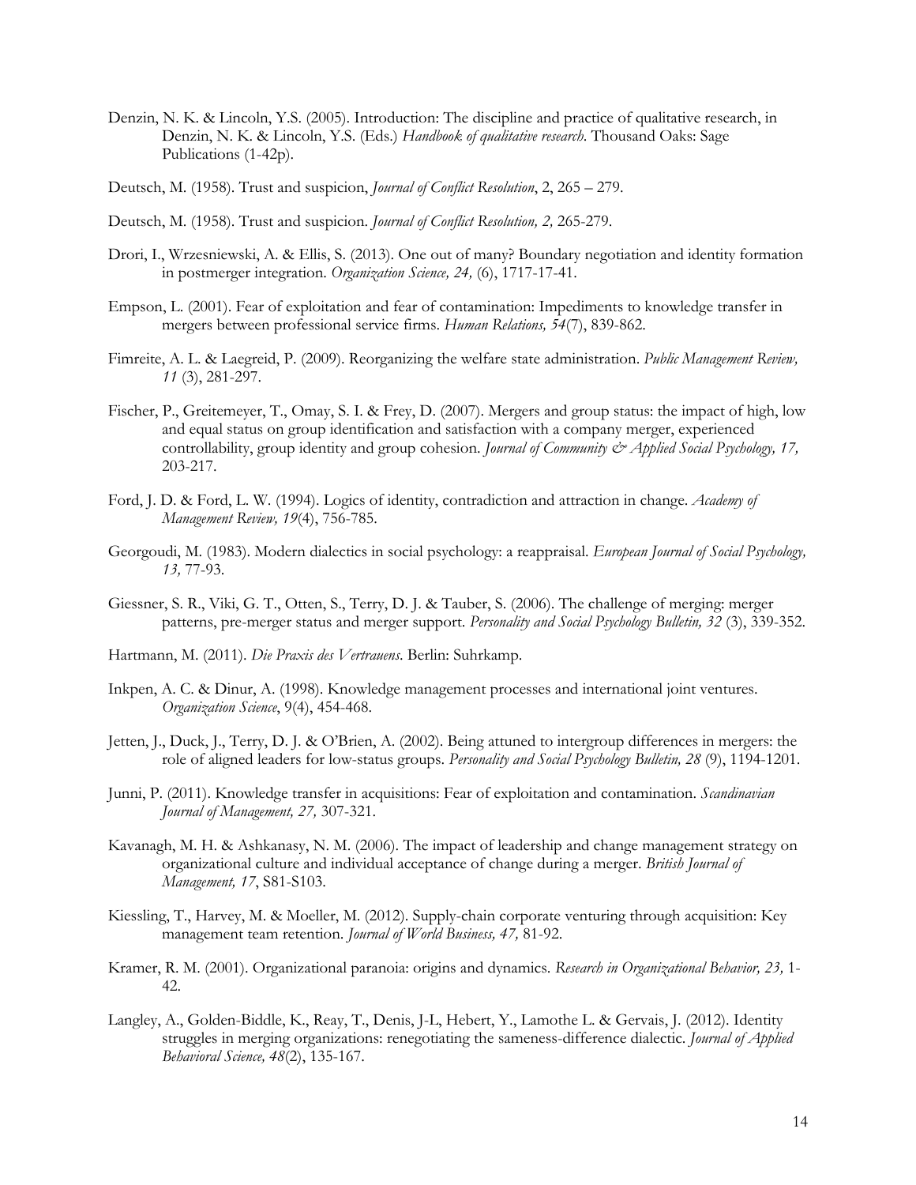Denzin, N. K. & Lincoln, Y.S. (2005). Introduction: The discipline and practice of qualitative research, in Denzin, N. K. & Lincoln, Y.S. (Eds.) *Handbook of qualitative research*. Thousand Oaks: Sage Publications (1-42p).

Deutsch, M. (1958). Trust and suspicion, *Journal of Conflict Resolution*, 2, 265 – 279.

Deutsch, M. (1958). Trust and suspicion. *Journal of Conflict Resolution, 2,* 265-279.

Drori, I., Wrzesniewski, A. & Ellis, S. (2013). One out of many? Boundary negotiation and identity formation in postmerger integration. *Organization Science, 24,* (6), 1717-17-41.

Empson, L. (2001). Fear of exploitation and fear of contamination: Impediments to knowledge transfer in mergers between professional service firms. *Human Relations, 54*(7), 839-862.

Fimreite, A. L. & Laegreid, P. (2009). Reorganizing the welfare state administration. *Public Management Review, 11* (3), 281-297.

Fischer, P., Greitemeyer, T., Omay, S. I. & Frey, D. (2007). Mergers and group status: the impact of high, low and equal status on group identification and satisfaction with a company merger, experienced controllability, group identity and group cohesion. *Journal of Community & Applied Social Psychology, 17,* 203-217.

Ford, J. D. & Ford, L. W. (1994). Logics of identity, contradiction and attraction in change. *Academy of Management Review, 19*(4), 756-785.

Georgoudi, M. (1983). Modern dialectics in social psychology: a reappraisal. *European Journal of Social Psychology, 13,* 77-93.

Giessner, S. R., Viki, G. T., Otten, S., Terry, D. J. & Tauber, S. (2006). The challenge of merging: merger patterns, pre-merger status and merger support. *Personality and Social Psychology Bulletin, 32* (3), 339-352.

Hartmann, M. (2011). *Die Praxis des Vertrauens*. Berlin: Suhrkamp.

Inkpen, A. C. & Dinur, A. (1998). Knowledge management processes and international joint ventures. *Organization Science*, 9(4), 454-468.

Jetten, J., Duck, J., Terry, D. J. & O'Brien, A. (2002). Being attuned to intergroup differences in mergers: the role of aligned leaders for low-status groups. *Personality and Social Psychology Bulletin, 28* (9), 1194-1201.

Junni, P. (2011). Knowledge transfer in acquisitions: Fear of exploitation and contamination. *Scandinavian Journal of Management, 27,* 307-321.

Kavanagh, M. H. & Ashkanasy, N. M. (2006). The impact of leadership and change management strategy on organizational culture and individual acceptance of change during a merger. *British Journal of Management, 17*, S81-S103.

Kiessling, T., Harvey, M. & Moeller, M. (2012). Supply-chain corporate venturing through acquisition: Key management team retention. *Journal of World Business, 47,* 81-92.

Kramer, R. M. (2001). Organizational paranoia: origins and dynamics. *Research in Organizational Behavior, 23,* 1-42.

Langley, A., Golden-Biddle, K., Reay, T., Denis, J-L, Hebert, Y., Lamothe L. & Gervais, J. (2012). Identity struggles in merging organizations: renegotiating the sameness-difference dialectic. *Journal of Applied Behavioral Science, 48*(2), 135-167.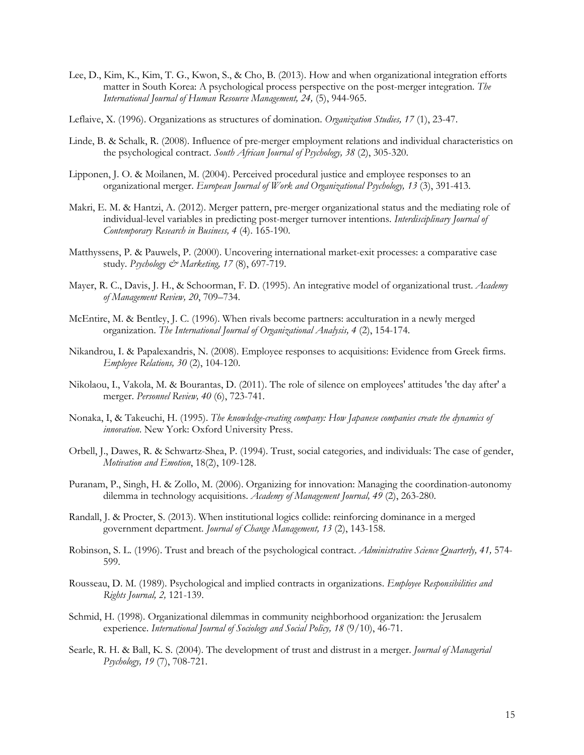Lee, D., Kim, K., Kim, T. G., Kwon, S., & Cho, B. (2013). How and when organizational integration efforts matter in South Korea: A psychological process perspective on the post-merger integration. *The International Journal of Human Resource Management, 24,* (5), 944-965.

Leflaive, X. (1996). Organizations as structures of domination. *Organization Studies, 17* (1), 23-47.

Linde, B. & Schalk, R. (2008). Influence of pre-merger employment relations and individual characteristics on the psychological contract. *South African Journal of Psychology, 38* (2), 305-320.

Lipponen, J. O. & Moilanen, M. (2004). Perceived procedural justice and employee responses to an organizational merger. *European Journal of Work and Organizational Psychology, 13* (3), 391-413.

Makri, E. M. & Hantzi, A. (2012). Merger pattern, pre-merger organizational status and the mediating role of individual-level variables in predicting post-merger turnover intentions. *Interdisciplinary Journal of Contemporary Research in Business, 4* (4). 165-190.

Matthyssens, P. & Pauwels, P. (2000). Uncovering international market-exit processes: a comparative case study. *Psychology & Marketing, 17* (8), 697-719.

Mayer, R. C., Davis, J. H., & Schoorman, F. D. (1995). An integrative model of organizational trust. *Academy of Management Review, 20*, 709–734.

McEntire, M. & Bentley, J. C. (1996). When rivals become partners: acculturation in a newly merged organization. *The International Journal of Organizational Analysis, 4* (2), 154-174.

Nikandrou, I. & Papalexandris, N. (2008). Employee responses to acquisitions: Evidence from Greek firms. *Employee Relations, 30* (2), 104-120.

Nikolaou, I., Vakola, M. & Bourantas, D. (2011). The role of silence on employees' attitudes 'the day after' a merger. *Personnel Review, 40* (6), 723-741.

Nonaka, I, & Takeuchi, H. (1995). *The knowledge-creating company: How Japanese companies create the dynamics of innovation*. New York: Oxford University Press.

Orbell, J., Dawes, R. & Schwartz-Shea, P. (1994). Trust, social categories, and individuals: The case of gender, *Motivation and Emotion*, 18(2), 109-128.

Puranam, P., Singh, H. & Zollo, M. (2006). Organizing for innovation: Managing the coordination-autonomy dilemma in technology acquisitions. *Academy of Management Journal, 49* (2), 263-280.

Randall, J. & Procter, S. (2013). When institutional logics collide: reinforcing dominance in a merged government department. *Journal of Change Management, 13* (2), 143-158.

Robinson, S. L. (1996). Trust and breach of the psychological contract. *Administrative Science Quarterly, 41,* 574-599.

Rousseau, D. M. (1989). Psychological and implied contracts in organizations. *Employee Responsibilities and Rights Journal, 2,* 121-139.

Schmid, H. (1998). Organizational dilemmas in community neighborhood organization: the Jerusalem experience. *International Journal of Sociology and Social Policy, 18* (9/10), 46-71.

Searle, R. H. & Ball, K. S. (2004). The development of trust and distrust in a merger. *Journal of Managerial Psychology, 19* (7), 708-721.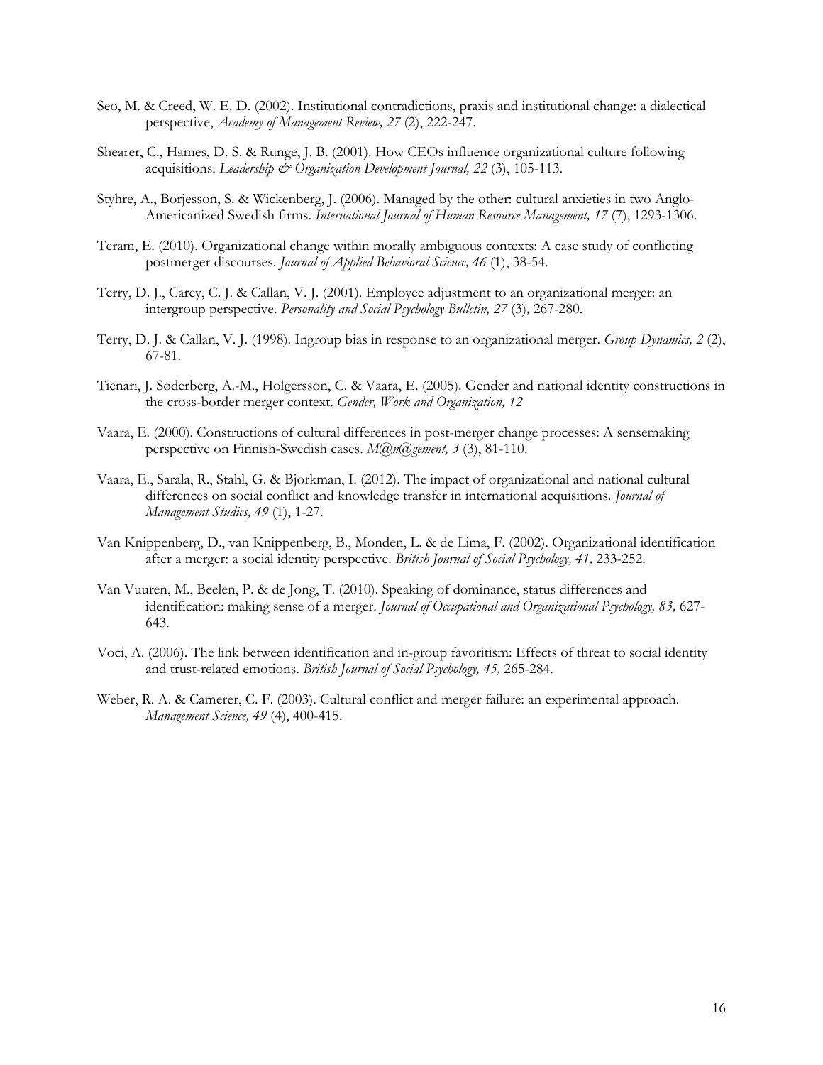Seo, M. & Creed, W. E. D. (2002). Institutional contradictions, praxis and institutional change: a dialectical perspective, *Academy of Management Review, 27* (2), 222-247.

Shearer, C., Hames, D. S. & Runge, J. B. (2001). How CEOs influence organizational culture following acquisitions. *Leadership & Organization Development Journal, 22* (3), 105-113.

Styhre, A., Börjesson, S. & Wickenberg, J. (2006). Managed by the other: cultural anxieties in two Anglo-Americanized Swedish firms. *International Journal of Human Resource Management, 17* (7), 1293-1306.

Teram, E. (2010). Organizational change within morally ambiguous contexts: A case study of conflicting postmerger discourses. *Journal of Applied Behavioral Science, 46* (1), 38-54.

Terry, D. J., Carey, C. J. & Callan, V. J. (2001). Employee adjustment to an organizational merger: an intergroup perspective. *Personality and Social Psychology Bulletin, 27* (3)*,* 267-280.

Terry, D. J. & Callan, V. J. (1998). Ingroup bias in response to an organizational merger. *Group Dynamics, 2* (2), 67-81.

Tienari, J. Søderberg, A.-M., Holgersson, C. & Vaara, E. (2005). Gender and national identity constructions in the cross-border merger context. *Gender, Work and Organization, 12*

Vaara, E. (2000). Constructions of cultural differences in post-merger change processes: A sensemaking perspective on Finnish-Swedish cases. *M@n@gement, 3* (3), 81-110.

Vaara, E., Sarala, R., Stahl, G. & Bjorkman, I. (2012). The impact of organizational and national cultural differences on social conflict and knowledge transfer in international acquisitions. *Journal of Management Studies, 49* (1), 1-27.

Van Knippenberg, D., van Knippenberg, B., Monden, L. & de Lima, F. (2002). Organizational identification after a merger: a social identity perspective. *British Journal of Social Psychology, 41,* 233-252.

Van Vuuren, M., Beelen, P. & de Jong, T. (2010). Speaking of dominance, status differences and identification: making sense of a merger. *Journal of Occupational and Organizational Psychology, 83,* 627-643.

Voci, A. (2006). The link between identification and in-group favoritism: Effects of threat to social identity and trust-related emotions. *British Journal of Social Psychology, 45,* 265-284.

Weber, R. A. & Camerer, C. F. (2003). Cultural conflict and merger failure: an experimental approach. *Management Science, 49* (4), 400-415.